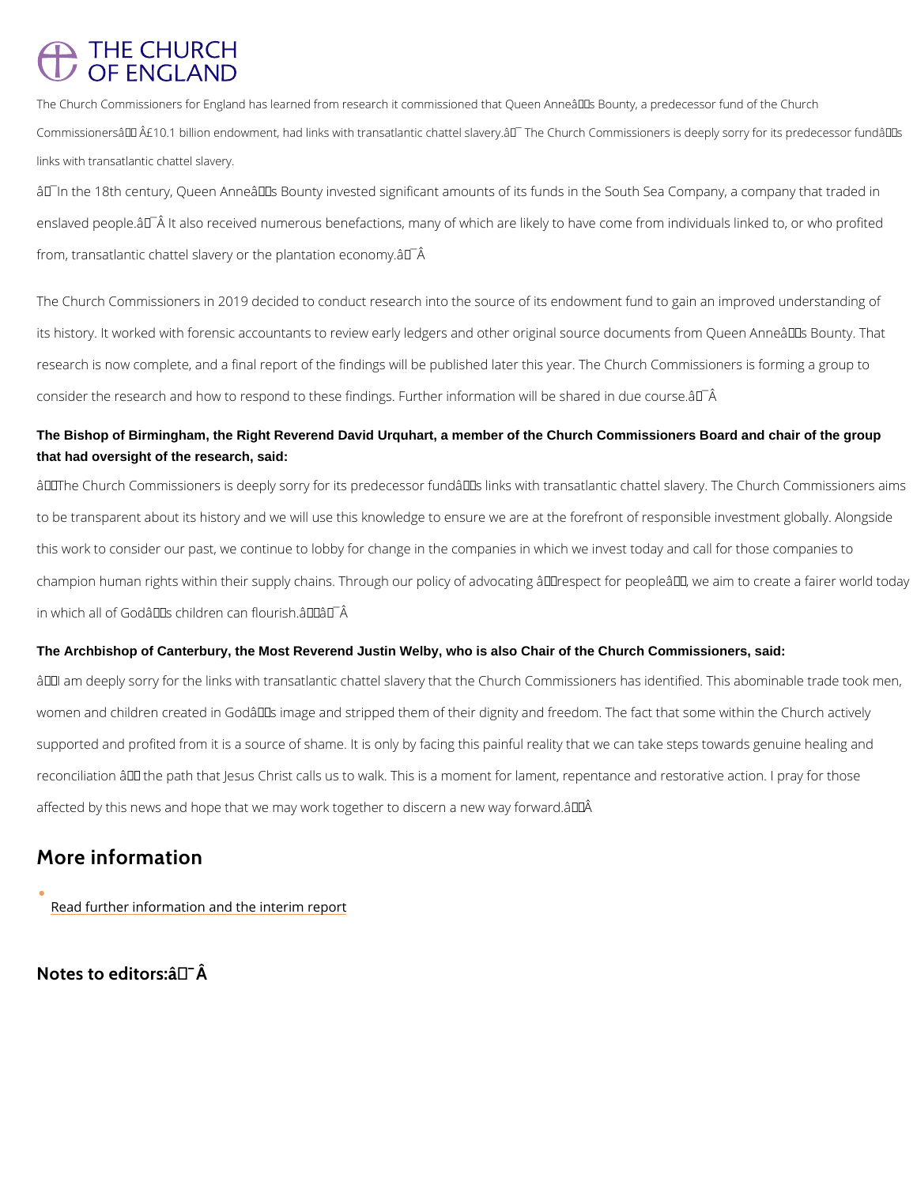THE CHURCH OF ENGLAND

The Church Commissioners for England has learned from research it commissioned that Queen Anneâ€™s Bounty, a predecessor fund of the Church Commissionersâ€™ Â£10.1 billion endowment, had links with transatlantic chattel slavery.â€¯ The Church Commissioners is deeply sorry for its predecessor fundâ€™s links with transatlantic chattel slavery.

â€¯In the 18th century, Queen Anneâ€™s Bounty invested significant amounts of its funds in the South Sea Company, a company that traded in enslaved people.â€¯Â It also received numerous benefactions, many of which are likely to have come from individuals linked to, or who profited from, transatlantic chattel slavery or the plantation economy.â€¯Â

The Church Commissioners in 2019 decided to conduct research into the source of its endowment fund to gain an improved understanding of its history. It worked with forensic accountants to review early ledgers and other original source documents from Queen Anneâ€™s Bounty. That research is now complete, and a final report of the findings will be published later this year. The Church Commissioners is forming a group to consider the research and how to respond to these findings. Further information will be shared in due course.â€¯Â

**The Bishop of Birmingham, the Right Reverend David Urquhart, a member of the Church Commissioners Board and chair of the group that had oversight of the research, said:**

â€œThe Church Commissioners is deeply sorry for its predecessor fundâ€™s links with transatlantic chattel slavery. The Church Commissioners aims to be transparent about its history and we will use this knowledge to ensure we are at the forefront of responsible investment globally. Alongside this work to consider our past, we continue to lobby for change in the companies in which we invest today and call for those companies to champion human rights within their supply chains. Through our policy of advocating â€œrespect for peopleâ€, we aim to create a fairer world today in which all of Godâ€™s children can flourish.â€â€¯Â

**The Archbishop of Canterbury, the Most Reverend Justin Welby, who is also Chair of the Church Commissioners, said:**

â€œI am deeply sorry for the links with transatlantic chattel slavery that the Church Commissioners has identified. This abominable trade took men, women and children created in Godâ€™s image and stripped them of their dignity and freedom. The fact that some within the Church actively supported and profited from it is a source of shame. It is only by facing this painful reality that we can take steps towards genuine healing and reconciliation â€“ the path that Jesus Christ calls us to walk. This is a moment for lament, repentance and restorative action. I pray for those affected by this news and hope that we may work together to discern a new way forward.â€Â

## More information

- Read further information and the interim report

## Notes to editors:â€¯Â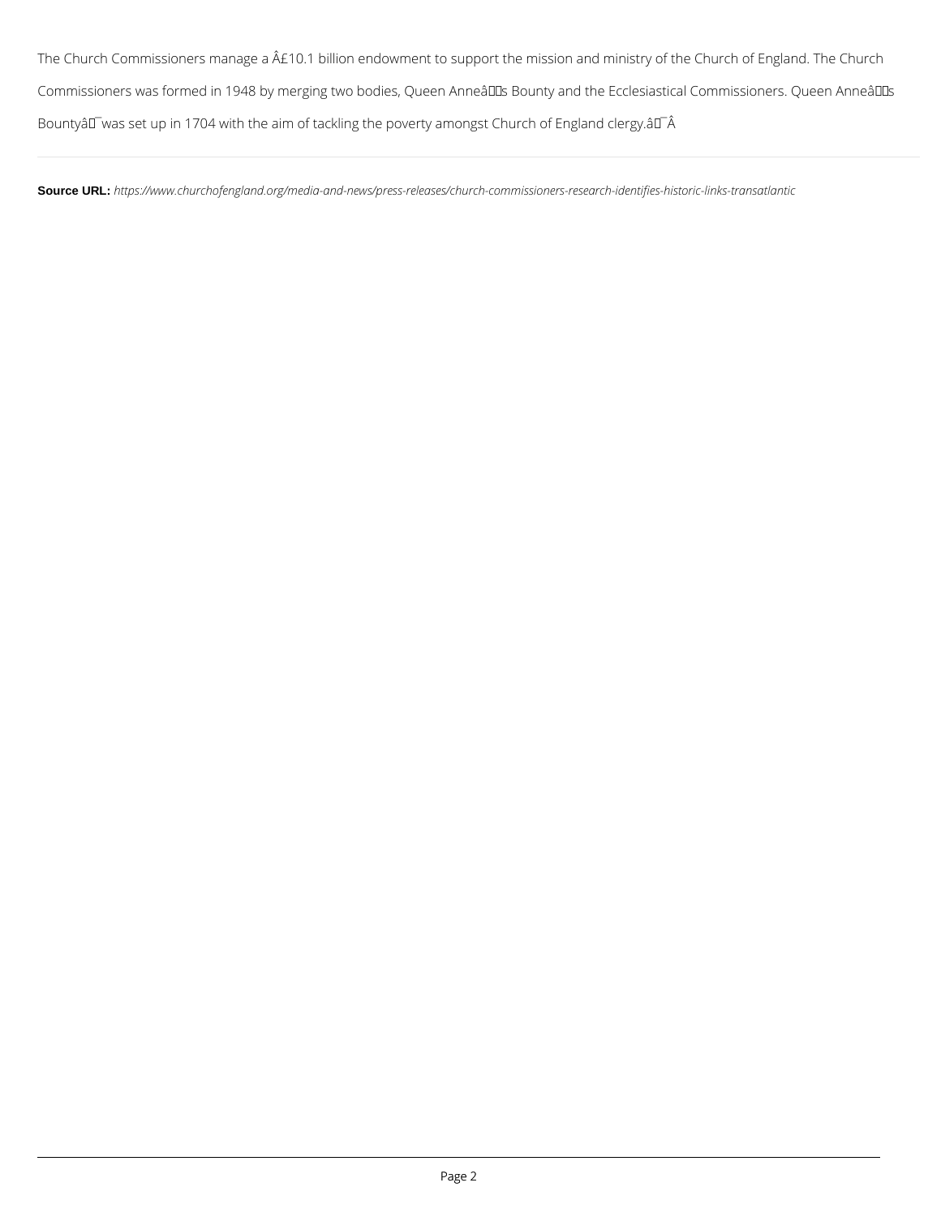The Church Commissioners manage a Â£10.1 billion endowment to support the mission and ministry of the Church of England. The Church Commissioners was formed in 1948 by merging two bodies, Queen Anneâs Bounty and the Ecclesiastical Commissioners. Queen Anneâs Bountyâ¯was set up in 1704 with the aim of tackling the poverty amongst Church of England clergy.â¯Â

---

**Source URL:** *https://www.churchofengland.org/media-and-news/press-releases/church-commissioners-research-identifies-historic-links-transatlantic*